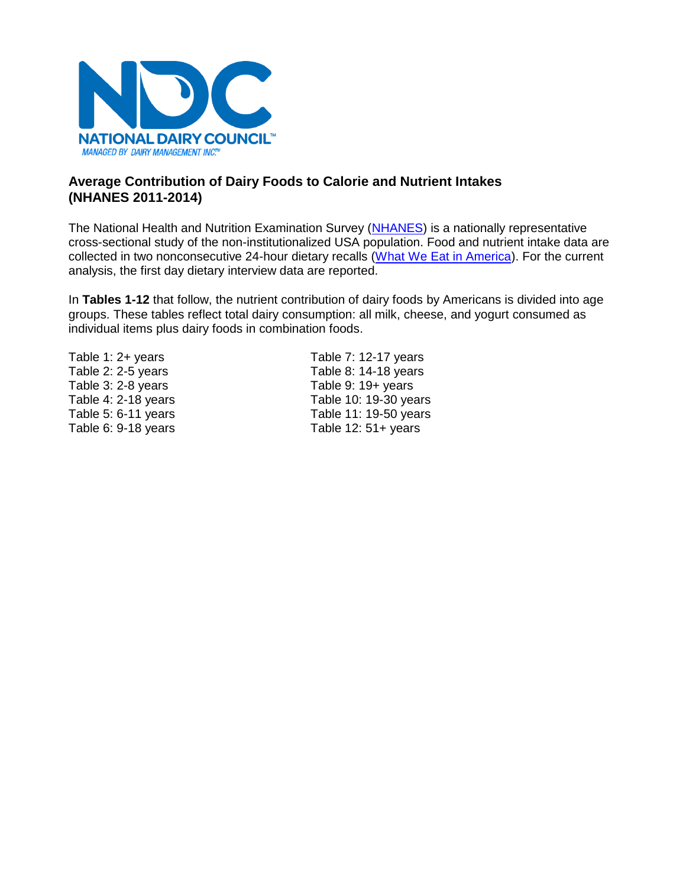NATIONAL DAIRY COUNCIL™

MANAGED BY DAIRY MANAGEMENT INC.™

## Average Contribution of Dairy Foods to Calorie and Nutrient Intakes (NHANES 2011-2014)

The National Health and Nutrition Examination Survey (NHANES) is a nationally representative cross-sectional study of the non-institutionalized USA population. Food and nutrient intake data are collected in two nonconsecutive 24-hour dietary recalls (What We Eat in America). For the current analysis, the first day dietary interview data are reported.

In **Tables 1-12** that follow, the nutrient contribution of dairy foods by Americans is divided into age groups. These tables reflect total dairy consumption: all milk, cheese, and yogurt consumed as individual items plus dairy foods in combination foods.

Table 1: 2+ years
Table 2: 2-5 years
Table 3: 2-8 years
Table 4: 2-18 years
Table 5: 6-11 years
Table 6: 9-18 years
Table 7: 12-17 years
Table 8: 14-18 years
Table 9: 19+ years
Table 10: 19-30 years
Table 11: 19-50 years
Table 12: 51+ years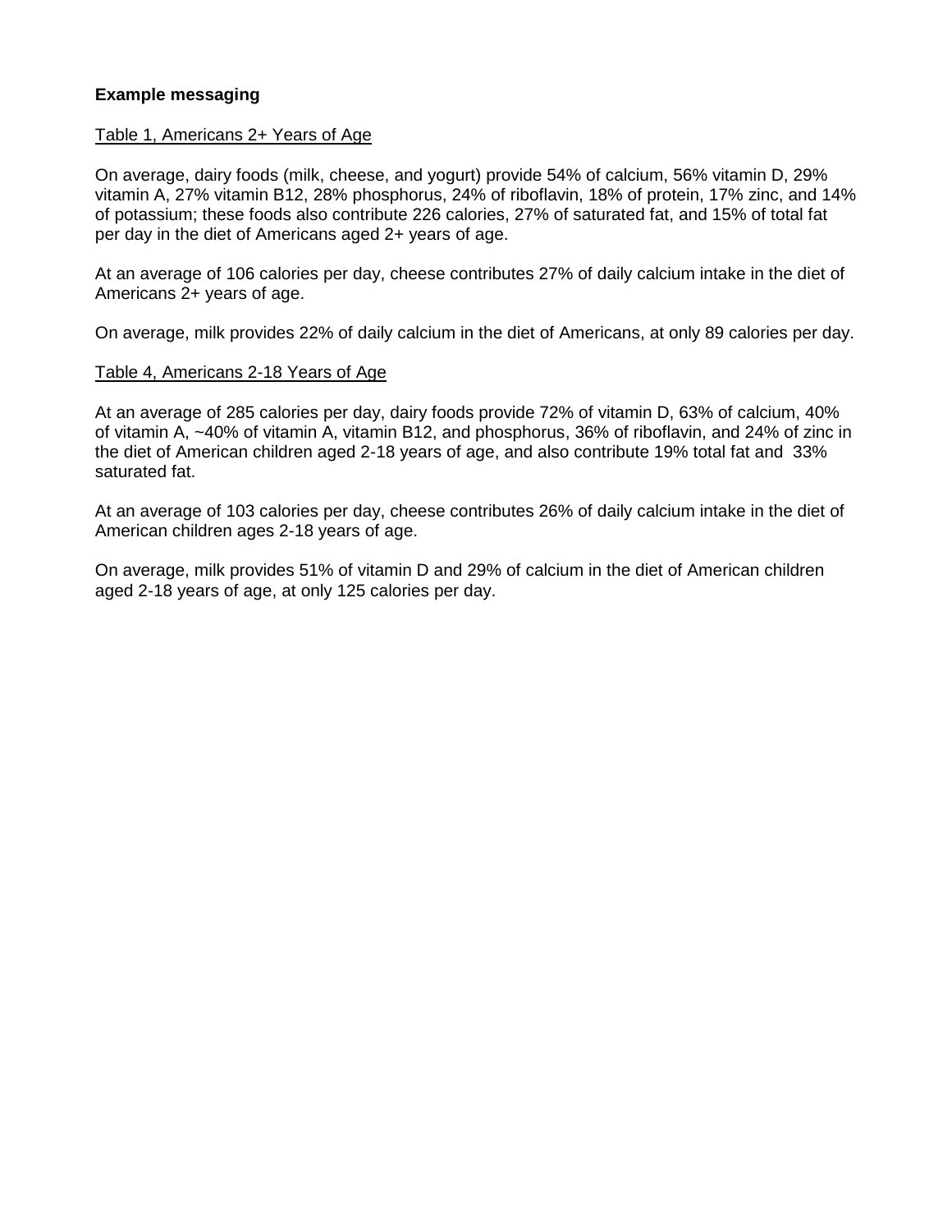**Example messaging**

Table 1, Americans 2+ Years of Age

On average, dairy foods (milk, cheese, and yogurt) provide 54% of calcium, 56% vitamin D, 29% vitamin A, 27% vitamin B12, 28% phosphorus, 24% of riboflavin, 18% of protein, 17% zinc, and 14% of potassium; these foods also contribute 226 calories, 27% of saturated fat, and 15% of total fat per day in the diet of Americans aged 2+ years of age.

At an average of 106 calories per day, cheese contributes 27% of daily calcium intake in the diet of Americans 2+ years of age.

On average, milk provides 22% of daily calcium in the diet of Americans, at only 89 calories per day.

Table 4, Americans 2-18 Years of Age

At an average of 285 calories per day, dairy foods provide 72% of vitamin D, 63% of calcium, 40% of vitamin A, ~40% of vitamin A, vitamin B12, and phosphorus, 36% of riboflavin, and 24% of zinc in the diet of American children aged 2-18 years of age, and also contribute 19% total fat and 33% saturated fat.

At an average of 103 calories per day, cheese contributes 26% of daily calcium intake in the diet of American children ages 2-18 years of age.

On average, milk provides 51% of vitamin D and 29% of calcium in the diet of American children aged 2-18 years of age, at only 125 calories per day.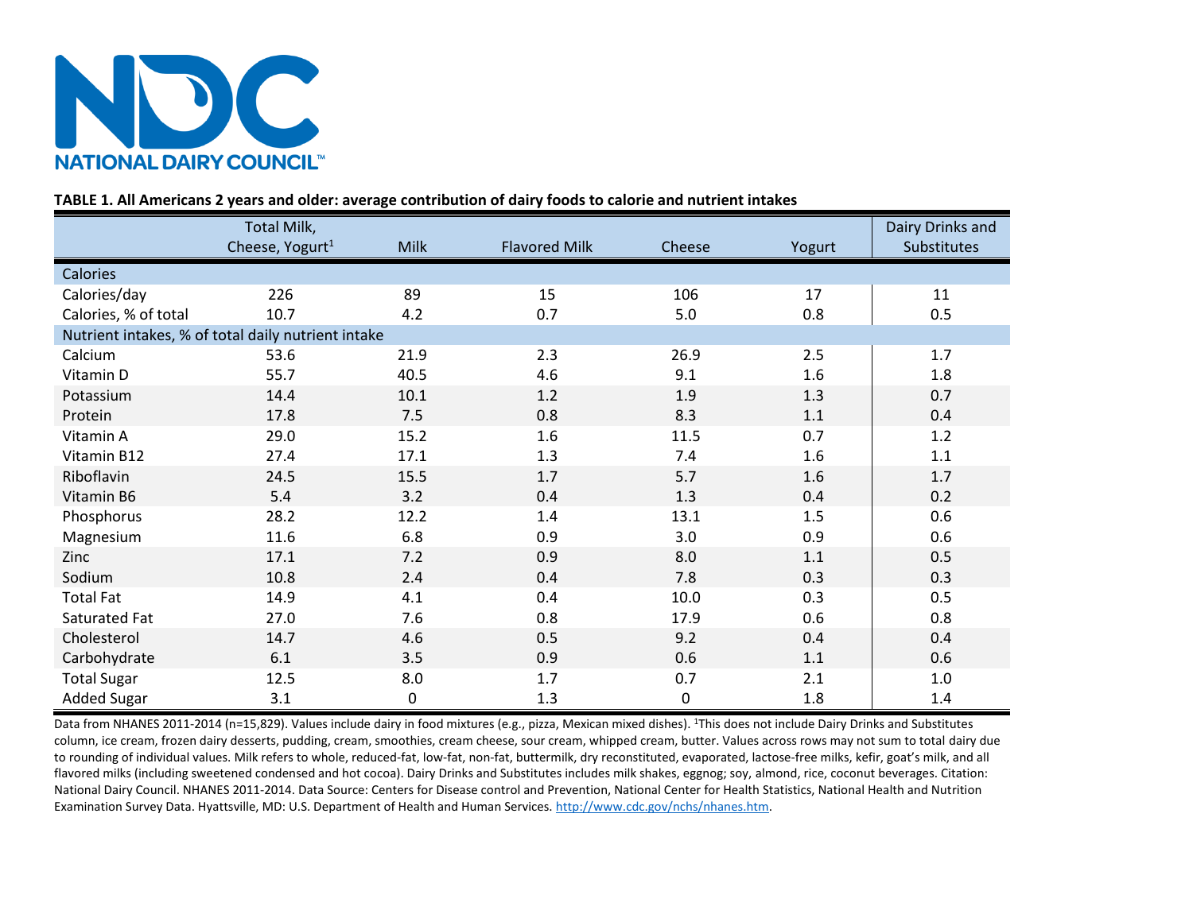NATIONAL DAIRY COUNCIL™

**TABLE 1. All Americans 2 years and older: average contribution of dairy foods to calorie and nutrient intakes**

| | Total Milk, Cheese, Yogurt[1] | Milk | Flavored Milk | Cheese | Yogurt | Dairy Drinks and Substitutes |
|---|---|---|---|---|---|---|
| **Calories** | | | | | | |
| Calories/day | 226 | 89 | 15 | 106 | 17 | 11 |
| Calories, % of total | 10.7 | 4.2 | 0.7 | 5.0 | 0.8 | 0.5 |
| **Nutrient intakes, % of total daily nutrient intake** | | | | | | |
| Calcium | 53.6 | 21.9 | 2.3 | 26.9 | 2.5 | 1.7 |
| Vitamin D | 55.7 | 40.5 | 4.6 | 9.1 | 1.6 | 1.8 |
| Potassium | 14.4 | 10.1 | 1.2 | 1.9 | 1.3 | 0.7 |
| Protein | 17.8 | 7.5 | 0.8 | 8.3 | 1.1 | 0.4 |
| Vitamin A | 29.0 | 15.2 | 1.6 | 11.5 | 0.7 | 1.2 |
| Vitamin B12 | 27.4 | 17.1 | 1.3 | 7.4 | 1.6 | 1.1 |
| Riboflavin | 24.5 | 15.5 | 1.7 | 5.7 | 1.6 | 1.7 |
| Vitamin B6 | 5.4 | 3.2 | 0.4 | 1.3 | 0.4 | 0.2 |
| Phosphorus | 28.2 | 12.2 | 1.4 | 13.1 | 1.5 | 0.6 |
| Magnesium | 11.6 | 6.8 | 0.9 | 3.0 | 0.9 | 0.6 |
| Zinc | 17.1 | 7.2 | 0.9 | 8.0 | 1.1 | 0.5 |
| Sodium | 10.8 | 2.4 | 0.4 | 7.8 | 0.3 | 0.3 |
| Total Fat | 14.9 | 4.1 | 0.4 | 10.0 | 0.3 | 0.5 |
| Saturated Fat | 27.0 | 7.6 | 0.8 | 17.9 | 0.6 | 0.8 |
| Cholesterol | 14.7 | 4.6 | 0.5 | 9.2 | 0.4 | 0.4 |
| Carbohydrate | 6.1 | 3.5 | 0.9 | 0.6 | 1.1 | 0.6 |
| Total Sugar | 12.5 | 8.0 | 1.7 | 0.7 | 2.1 | 1.0 |
| Added Sugar | 3.1 | 0 | 1.3 | 0 | 1.8 | 1.4 |

Data from NHANES 2011-2014 (n=15,829). Values include dairy in food mixtures (e.g., pizza, Mexican mixed dishes). [1]This does not include Dairy Drinks and Substitutes column, ice cream, frozen dairy desserts, pudding, cream, smoothies, cream cheese, sour cream, whipped cream, butter. Values across rows may not sum to total dairy due to rounding of individual values. Milk refers to whole, reduced-fat, low-fat, non-fat, buttermilk, dry reconstituted, evaporated, lactose-free milks, kefir, goat's milk, and all flavored milks (including sweetened condensed and hot cocoa). Dairy Drinks and Substitutes includes milk shakes, eggnog; soy, almond, rice, coconut beverages. Citation: National Dairy Council. NHANES 2011-2014. Data Source: Centers for Disease control and Prevention, National Center for Health Statistics, National Health and Nutrition Examination Survey Data. Hyattsville, MD: U.S. Department of Health and Human Services. http://www.cdc.gov/nchs/nhanes.htm.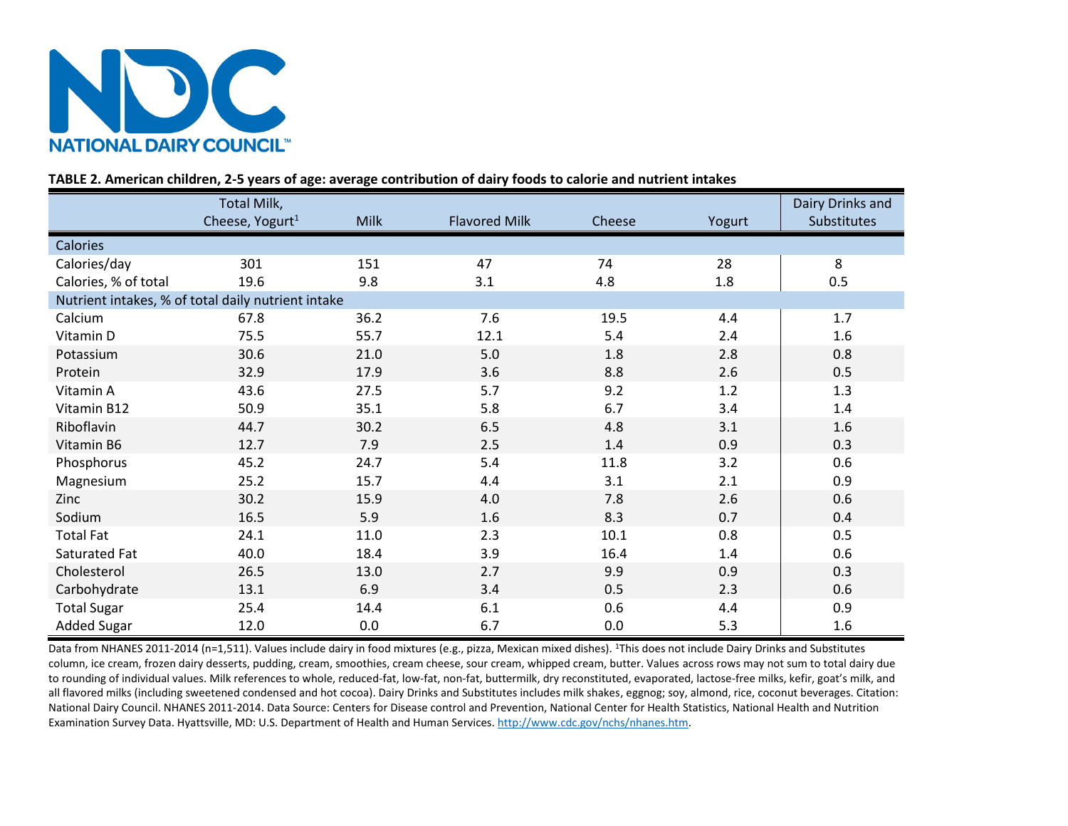NATIONAL DAIRY COUNCIL™

**TABLE 2. American children, 2-5 years of age: average contribution of dairy foods to calorie and nutrient intakes**

| | Total Milk, Cheese, Yogurt[1] | Milk | Flavored Milk | Cheese | Yogurt | Dairy Drinks and Substitutes |
|---|---|---|---|---|---|---|
| **Calories** | | | | | | |
| Calories/day | 301 | 151 | 47 | 74 | 28 | 8 |
| Calories, % of total | 19.6 | 9.8 | 3.1 | 4.8 | 1.8 | 0.5 |
| **Nutrient intakes, % of total daily nutrient intake** | | | | | | |
| Calcium | 67.8 | 36.2 | 7.6 | 19.5 | 4.4 | 1.7 |
| Vitamin D | 75.5 | 55.7 | 12.1 | 5.4 | 2.4 | 1.6 |
| Potassium | 30.6 | 21.0 | 5.0 | 1.8 | 2.8 | 0.8 |
| Protein | 32.9 | 17.9 | 3.6 | 8.8 | 2.6 | 0.5 |
| Vitamin A | 43.6 | 27.5 | 5.7 | 9.2 | 1.2 | 1.3 |
| Vitamin B12 | 50.9 | 35.1 | 5.8 | 6.7 | 3.4 | 1.4 |
| Riboflavin | 44.7 | 30.2 | 6.5 | 4.8 | 3.1 | 1.6 |
| Vitamin B6 | 12.7 | 7.9 | 2.5 | 1.4 | 0.9 | 0.3 |
| Phosphorus | 45.2 | 24.7 | 5.4 | 11.8 | 3.2 | 0.6 |
| Magnesium | 25.2 | 15.7 | 4.4 | 3.1 | 2.1 | 0.9 |
| Zinc | 30.2 | 15.9 | 4.0 | 7.8 | 2.6 | 0.6 |
| Sodium | 16.5 | 5.9 | 1.6 | 8.3 | 0.7 | 0.4 |
| Total Fat | 24.1 | 11.0 | 2.3 | 10.1 | 0.8 | 0.5 |
| Saturated Fat | 40.0 | 18.4 | 3.9 | 16.4 | 1.4 | 0.6 |
| Cholesterol | 26.5 | 13.0 | 2.7 | 9.9 | 0.9 | 0.3 |
| Carbohydrate | 13.1 | 6.9 | 3.4 | 0.5 | 2.3 | 0.6 |
| Total Sugar | 25.4 | 14.4 | 6.1 | 0.6 | 4.4 | 0.9 |
| Added Sugar | 12.0 | 0.0 | 6.7 | 0.0 | 5.3 | 1.6 |

Data from NHANES 2011-2014 (n=1,511). Values include dairy in food mixtures (e.g., pizza, Mexican mixed dishes). [1]This does not include Dairy Drinks and Substitutes column, ice cream, frozen dairy desserts, pudding, cream, smoothies, cream cheese, sour cream, whipped cream, butter. Values across rows may not sum to total dairy due to rounding of individual values. Milk references to whole, reduced-fat, low-fat, non-fat, buttermilk, dry reconstituted, evaporated, lactose-free milks, kefir, goat's milk, and all flavored milks (including sweetened condensed and hot cocoa). Dairy Drinks and Substitutes includes milk shakes, eggnog; soy, almond, rice, coconut beverages. Citation: National Dairy Council. NHANES 2011-2014. Data Source: Centers for Disease control and Prevention, National Center for Health Statistics, National Health and Nutrition Examination Survey Data. Hyattsville, MD: U.S. Department of Health and Human Services. http://www.cdc.gov/nchs/nhanes.htm.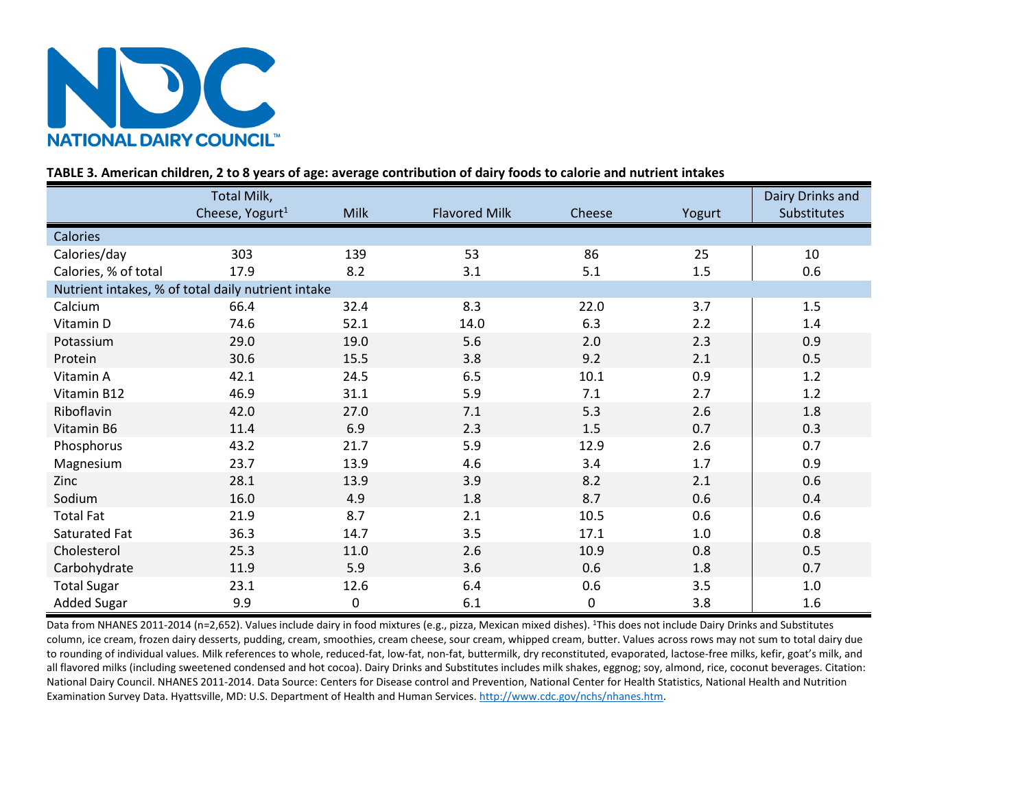NATIONAL DAIRY COUNCIL™

**TABLE 3. American children, 2 to 8 years of age: average contribution of dairy foods to calorie and nutrient intakes**

| | Total Milk, Cheese, Yogurt[1] | Milk | Flavored Milk | Cheese | Yogurt | Dairy Drinks and Substitutes |
|---|---|---|---|---|---|---|
| **Calories** | | | | | | |
| Calories/day | 303 | 139 | 53 | 86 | 25 | 10 |
| Calories, % of total | 17.9 | 8.2 | 3.1 | 5.1 | 1.5 | 0.6 |
| **Nutrient intakes, % of total daily nutrient intake** | | | | | | |
| Calcium | 66.4 | 32.4 | 8.3 | 22.0 | 3.7 | 1.5 |
| Vitamin D | 74.6 | 52.1 | 14.0 | 6.3 | 2.2 | 1.4 |
| Potassium | 29.0 | 19.0 | 5.6 | 2.0 | 2.3 | 0.9 |
| Protein | 30.6 | 15.5 | 3.8 | 9.2 | 2.1 | 0.5 |
| Vitamin A | 42.1 | 24.5 | 6.5 | 10.1 | 0.9 | 1.2 |
| Vitamin B12 | 46.9 | 31.1 | 5.9 | 7.1 | 2.7 | 1.2 |
| Riboflavin | 42.0 | 27.0 | 7.1 | 5.3 | 2.6 | 1.8 |
| Vitamin B6 | 11.4 | 6.9 | 2.3 | 1.5 | 0.7 | 0.3 |
| Phosphorus | 43.2 | 21.7 | 5.9 | 12.9 | 2.6 | 0.7 |
| Magnesium | 23.7 | 13.9 | 4.6 | 3.4 | 1.7 | 0.9 |
| Zinc | 28.1 | 13.9 | 3.9 | 8.2 | 2.1 | 0.6 |
| Sodium | 16.0 | 4.9 | 1.8 | 8.7 | 0.6 | 0.4 |
| Total Fat | 21.9 | 8.7 | 2.1 | 10.5 | 0.6 | 0.6 |
| Saturated Fat | 36.3 | 14.7 | 3.5 | 17.1 | 1.0 | 0.8 |
| Cholesterol | 25.3 | 11.0 | 2.6 | 10.9 | 0.8 | 0.5 |
| Carbohydrate | 11.9 | 5.9 | 3.6 | 0.6 | 1.8 | 0.7 |
| Total Sugar | 23.1 | 12.6 | 6.4 | 0.6 | 3.5 | 1.0 |
| Added Sugar | 9.9 | 0 | 6.1 | 0 | 3.8 | 1.6 |

Data from NHANES 2011-2014 (n=2,652). Values include dairy in food mixtures (e.g., pizza, Mexican mixed dishes). [1]This does not include Dairy Drinks and Substitutes column, ice cream, frozen dairy desserts, pudding, cream, smoothies, cream cheese, sour cream, whipped cream, butter. Values across rows may not sum to total dairy due to rounding of individual values. Milk references to whole, reduced-fat, low-fat, non-fat, buttermilk, dry reconstituted, evaporated, lactose-free milks, kefir, goat's milk, and all flavored milks (including sweetened condensed and hot cocoa). Dairy Drinks and Substitutes includes milk shakes, eggnog; soy, almond, rice, coconut beverages. Citation: National Dairy Council. NHANES 2011-2014. Data Source: Centers for Disease control and Prevention, National Center for Health Statistics, National Health and Nutrition Examination Survey Data. Hyattsville, MD: U.S. Department of Health and Human Services. http://www.cdc.gov/nchs/nhanes.htm.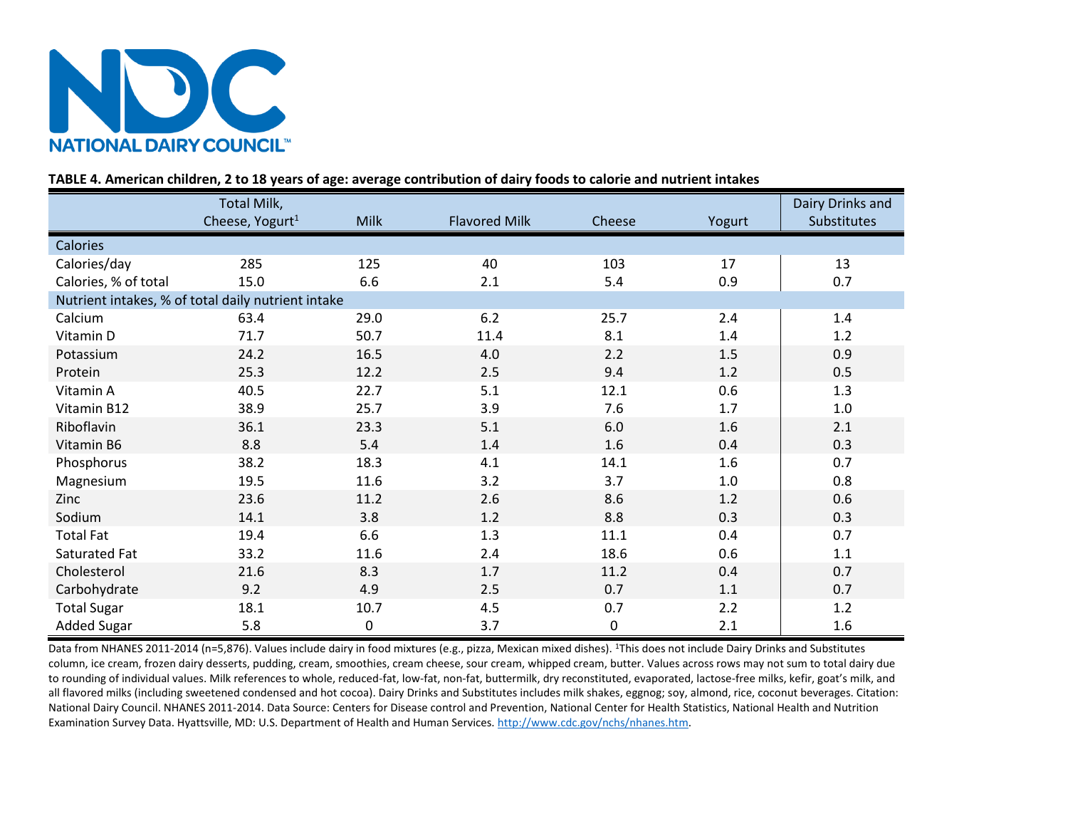**TABLE 4. American children, 2 to 18 years of age: average contribution of dairy foods to calorie and nutrient intakes**

| | Total Milk, Cheese, Yogurt[1] | Milk | Flavored Milk | Cheese | Yogurt | Dairy Drinks and Substitutes |
|---|---|---|---|---|---|---|
| **Calories** | | | | | | |
| Calories/day | 285 | 125 | 40 | 103 | 17 | 13 |
| Calories, % of total | 15.0 | 6.6 | 2.1 | 5.4 | 0.9 | 0.7 |
| **Nutrient intakes, % of total daily nutrient intake** | | | | | | |
| Calcium | 63.4 | 29.0 | 6.2 | 25.7 | 2.4 | 1.4 |
| Vitamin D | 71.7 | 50.7 | 11.4 | 8.1 | 1.4 | 1.2 |
| Potassium | 24.2 | 16.5 | 4.0 | 2.2 | 1.5 | 0.9 |
| Protein | 25.3 | 12.2 | 2.5 | 9.4 | 1.2 | 0.5 |
| Vitamin A | 40.5 | 22.7 | 5.1 | 12.1 | 0.6 | 1.3 |
| Vitamin B12 | 38.9 | 25.7 | 3.9 | 7.6 | 1.7 | 1.0 |
| Riboflavin | 36.1 | 23.3 | 5.1 | 6.0 | 1.6 | 2.1 |
| Vitamin B6 | 8.8 | 5.4 | 1.4 | 1.6 | 0.4 | 0.3 |
| Phosphorus | 38.2 | 18.3 | 4.1 | 14.1 | 1.6 | 0.7 |
| Magnesium | 19.5 | 11.6 | 3.2 | 3.7 | 1.0 | 0.8 |
| Zinc | 23.6 | 11.2 | 2.6 | 8.6 | 1.2 | 0.6 |
| Sodium | 14.1 | 3.8 | 1.2 | 8.8 | 0.3 | 0.3 |
| Total Fat | 19.4 | 6.6 | 1.3 | 11.1 | 0.4 | 0.7 |
| Saturated Fat | 33.2 | 11.6 | 2.4 | 18.6 | 0.6 | 1.1 |
| Cholesterol | 21.6 | 8.3 | 1.7 | 11.2 | 0.4 | 0.7 |
| Carbohydrate | 9.2 | 4.9 | 2.5 | 0.7 | 1.1 | 0.7 |
| Total Sugar | 18.1 | 10.7 | 4.5 | 0.7 | 2.2 | 1.2 |
| Added Sugar | 5.8 | 0 | 3.7 | 0 | 2.1 | 1.6 |

Data from NHANES 2011-2014 (n=5,876). Values include dairy in food mixtures (e.g., pizza, Mexican mixed dishes). [1]This does not include Dairy Drinks and Substitutes column, ice cream, frozen dairy desserts, pudding, cream, smoothies, cream cheese, sour cream, whipped cream, butter. Values across rows may not sum to total dairy due to rounding of individual values. Milk references to whole, reduced-fat, low-fat, non-fat, buttermilk, dry reconstituted, evaporated, lactose-free milks, kefir, goat's milk, and all flavored milks (including sweetened condensed and hot cocoa). Dairy Drinks and Substitutes includes milk shakes, eggnog; soy, almond, rice, coconut beverages. Citation: National Dairy Council. NHANES 2011-2014. Data Source: Centers for Disease control and Prevention, National Center for Health Statistics, National Health and Nutrition Examination Survey Data. Hyattsville, MD: U.S. Department of Health and Human Services. http://www.cdc.gov/nchs/nhanes.htm.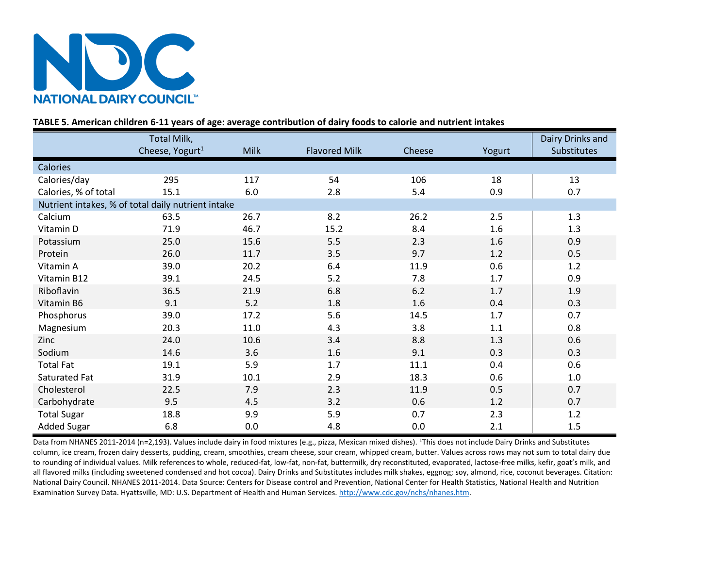NATIONAL DAIRY COUNCIL™

**TABLE 5. American children 6-11 years of age: average contribution of dairy foods to calorie and nutrient intakes**

| | Total Milk, Cheese, Yogurt[1] | Milk | Flavored Milk | Cheese | Yogurt | Dairy Drinks and Substitutes |
|---|---|---|---|---|---|---|
| **Calories** | | | | | | |
| Calories/day | 295 | 117 | 54 | 106 | 18 | 13 |
| Calories, % of total | 15.1 | 6.0 | 2.8 | 5.4 | 0.9 | 0.7 |
| **Nutrient intakes, % of total daily nutrient intake** | | | | | | |
| Calcium | 63.5 | 26.7 | 8.2 | 26.2 | 2.5 | 1.3 |
| Vitamin D | 71.9 | 46.7 | 15.2 | 8.4 | 1.6 | 1.3 |
| Potassium | 25.0 | 15.6 | 5.5 | 2.3 | 1.6 | 0.9 |
| Protein | 26.0 | 11.7 | 3.5 | 9.7 | 1.2 | 0.5 |
| Vitamin A | 39.0 | 20.2 | 6.4 | 11.9 | 0.6 | 1.2 |
| Vitamin B12 | 39.1 | 24.5 | 5.2 | 7.8 | 1.7 | 0.9 |
| Riboflavin | 36.5 | 21.9 | 6.8 | 6.2 | 1.7 | 1.9 |
| Vitamin B6 | 9.1 | 5.2 | 1.8 | 1.6 | 0.4 | 0.3 |
| Phosphorus | 39.0 | 17.2 | 5.6 | 14.5 | 1.7 | 0.7 |
| Magnesium | 20.3 | 11.0 | 4.3 | 3.8 | 1.1 | 0.8 |
| Zinc | 24.0 | 10.6 | 3.4 | 8.8 | 1.3 | 0.6 |
| Sodium | 14.6 | 3.6 | 1.6 | 9.1 | 0.3 | 0.3 |
| Total Fat | 19.1 | 5.9 | 1.7 | 11.1 | 0.4 | 0.6 |
| Saturated Fat | 31.9 | 10.1 | 2.9 | 18.3 | 0.6 | 1.0 |
| Cholesterol | 22.5 | 7.9 | 2.3 | 11.9 | 0.5 | 0.7 |
| Carbohydrate | 9.5 | 4.5 | 3.2 | 0.6 | 1.2 | 0.7 |
| Total Sugar | 18.8 | 9.9 | 5.9 | 0.7 | 2.3 | 1.2 |
| Added Sugar | 6.8 | 0.0 | 4.8 | 0.0 | 2.1 | 1.5 |

Data from NHANES 2011-2014 (n=2,193). Values include dairy in food mixtures (e.g., pizza, Mexican mixed dishes). [1]This does not include Dairy Drinks and Substitutes column, ice cream, frozen dairy desserts, pudding, cream, smoothies, cream cheese, sour cream, whipped cream, butter. Values across rows may not sum to total dairy due to rounding of individual values. Milk references to whole, reduced-fat, low-fat, non-fat, buttermilk, dry reconstituted, evaporated, lactose-free milks, kefir, goat's milk, and all flavored milks (including sweetened condensed and hot cocoa). Dairy Drinks and Substitutes includes milk shakes, eggnog; soy, almond, rice, coconut beverages. Citation: National Dairy Council. NHANES 2011-2014. Data Source: Centers for Disease control and Prevention, National Center for Health Statistics, National Health and Nutrition Examination Survey Data. Hyattsville, MD: U.S. Department of Health and Human Services. http://www.cdc.gov/nchs/nhanes.htm.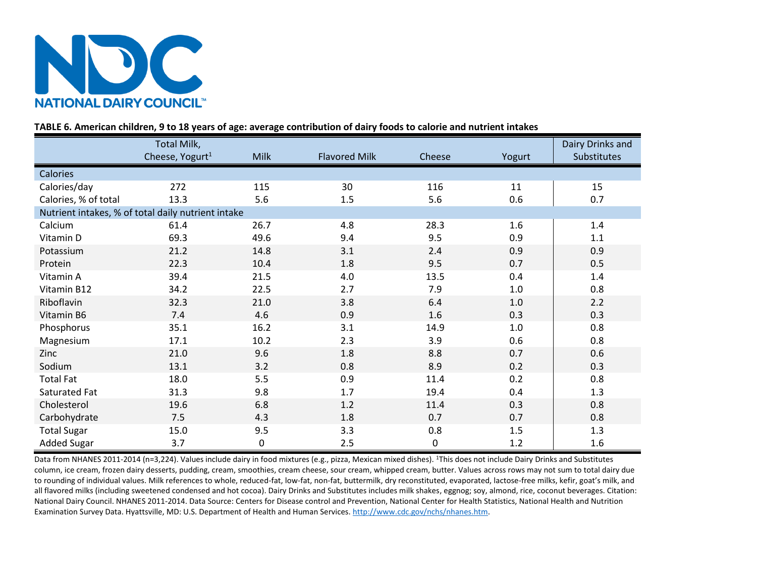NATIONAL DAIRY COUNCIL™

**TABLE 6. American children, 9 to 18 years of age: average contribution of dairy foods to calorie and nutrient intakes**

| | Total Milk, Cheese, Yogurt[1] | Milk | Flavored Milk | Cheese | Yogurt | Dairy Drinks and Substitutes |
|---|---|---|---|---|---|---|
| **Calories** | | | | | | |
| Calories/day | 272 | 115 | 30 | 116 | 11 | 15 |
| Calories, % of total | 13.3 | 5.6 | 1.5 | 5.6 | 0.6 | 0.7 |
| **Nutrient intakes, % of total daily nutrient intake** | | | | | | |
| Calcium | 61.4 | 26.7 | 4.8 | 28.3 | 1.6 | 1.4 |
| Vitamin D | 69.3 | 49.6 | 9.4 | 9.5 | 0.9 | 1.1 |
| Potassium | 21.2 | 14.8 | 3.1 | 2.4 | 0.9 | 0.9 |
| Protein | 22.3 | 10.4 | 1.8 | 9.5 | 0.7 | 0.5 |
| Vitamin A | 39.4 | 21.5 | 4.0 | 13.5 | 0.4 | 1.4 |
| Vitamin B12 | 34.2 | 22.5 | 2.7 | 7.9 | 1.0 | 0.8 |
| Riboflavin | 32.3 | 21.0 | 3.8 | 6.4 | 1.0 | 2.2 |
| Vitamin B6 | 7.4 | 4.6 | 0.9 | 1.6 | 0.3 | 0.3 |
| Phosphorus | 35.1 | 16.2 | 3.1 | 14.9 | 1.0 | 0.8 |
| Magnesium | 17.1 | 10.2 | 2.3 | 3.9 | 0.6 | 0.8 |
| Zinc | 21.0 | 9.6 | 1.8 | 8.8 | 0.7 | 0.6 |
| Sodium | 13.1 | 3.2 | 0.8 | 8.9 | 0.2 | 0.3 |
| Total Fat | 18.0 | 5.5 | 0.9 | 11.4 | 0.2 | 0.8 |
| Saturated Fat | 31.3 | 9.8 | 1.7 | 19.4 | 0.4 | 1.3 |
| Cholesterol | 19.6 | 6.8 | 1.2 | 11.4 | 0.3 | 0.8 |
| Carbohydrate | 7.5 | 4.3 | 1.8 | 0.7 | 0.7 | 0.8 |
| Total Sugar | 15.0 | 9.5 | 3.3 | 0.8 | 1.5 | 1.3 |
| Added Sugar | 3.7 | 0 | 2.5 | 0 | 1.2 | 1.6 |

Data from NHANES 2011-2014 (n=3,224). Values include dairy in food mixtures (e.g., pizza, Mexican mixed dishes). [1]This does not include Dairy Drinks and Substitutes column, ice cream, frozen dairy desserts, pudding, cream, smoothies, cream cheese, sour cream, whipped cream, butter. Values across rows may not sum to total dairy due to rounding of individual values. Milk references to whole, reduced-fat, low-fat, non-fat, buttermilk, dry reconstituted, evaporated, lactose-free milks, kefir, goat's milk, and all flavored milks (including sweetened condensed and hot cocoa). Dairy Drinks and Substitutes includes milk shakes, eggnog; soy, almond, rice, coconut beverages. Citation: National Dairy Council. NHANES 2011-2014. Data Source: Centers for Disease control and Prevention, National Center for Health Statistics, National Health and Nutrition Examination Survey Data. Hyattsville, MD: U.S. Department of Health and Human Services. http://www.cdc.gov/nchs/nhanes.htm.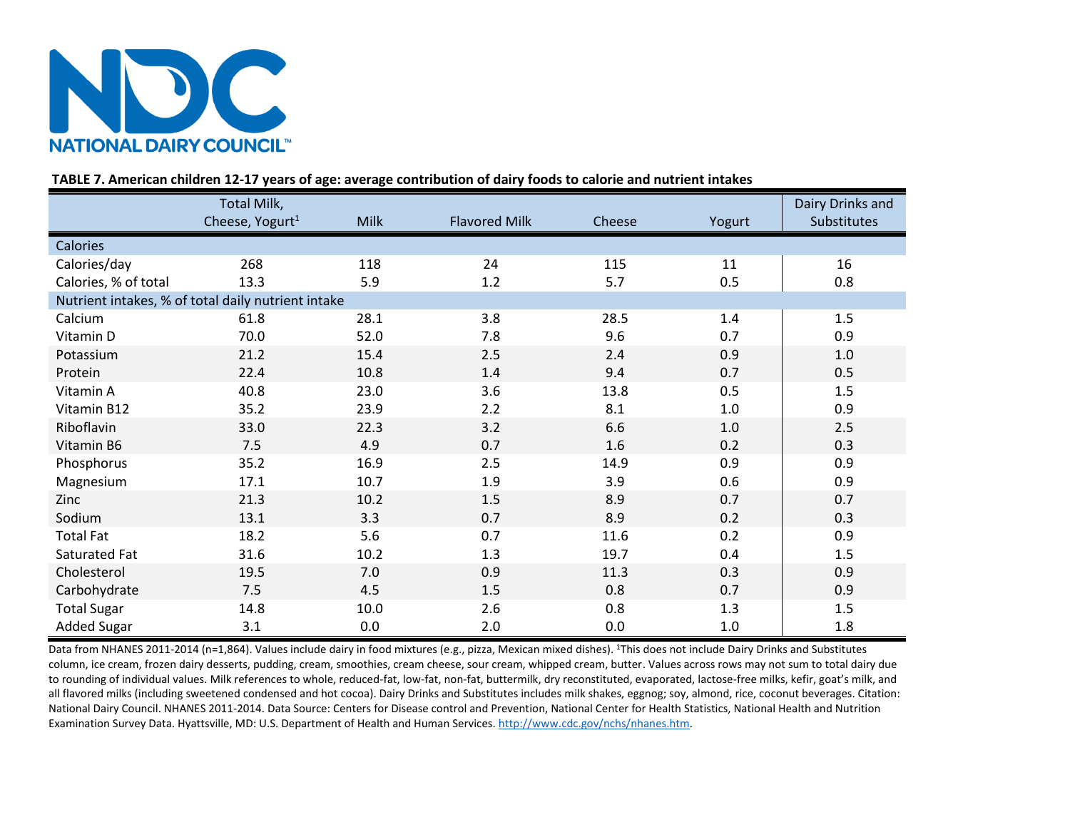NATIONAL DAIRY COUNCIL™

**TABLE 7. American children 12-17 years of age: average contribution of dairy foods to calorie and nutrient intakes**

| | Total Milk, Cheese, Yogurt[1] | Milk | Flavored Milk | Cheese | Yogurt | Dairy Drinks and Substitutes |
|---|---|---|---|---|---|---|
| **Calories** | | | | | | |
| Calories/day | 268 | 118 | 24 | 115 | 11 | 16 |
| Calories, % of total | 13.3 | 5.9 | 1.2 | 5.7 | 0.5 | 0.8 |
| **Nutrient intakes, % of total daily nutrient intake** | | | | | | |
| Calcium | 61.8 | 28.1 | 3.8 | 28.5 | 1.4 | 1.5 |
| Vitamin D | 70.0 | 52.0 | 7.8 | 9.6 | 0.7 | 0.9 |
| Potassium | 21.2 | 15.4 | 2.5 | 2.4 | 0.9 | 1.0 |
| Protein | 22.4 | 10.8 | 1.4 | 9.4 | 0.7 | 0.5 |
| Vitamin A | 40.8 | 23.0 | 3.6 | 13.8 | 0.5 | 1.5 |
| Vitamin B12 | 35.2 | 23.9 | 2.2 | 8.1 | 1.0 | 0.9 |
| Riboflavin | 33.0 | 22.3 | 3.2 | 6.6 | 1.0 | 2.5 |
| Vitamin B6 | 7.5 | 4.9 | 0.7 | 1.6 | 0.2 | 0.3 |
| Phosphorus | 35.2 | 16.9 | 2.5 | 14.9 | 0.9 | 0.9 |
| Magnesium | 17.1 | 10.7 | 1.9 | 3.9 | 0.6 | 0.9 |
| Zinc | 21.3 | 10.2 | 1.5 | 8.9 | 0.7 | 0.7 |
| Sodium | 13.1 | 3.3 | 0.7 | 8.9 | 0.2 | 0.3 |
| Total Fat | 18.2 | 5.6 | 0.7 | 11.6 | 0.2 | 0.9 |
| Saturated Fat | 31.6 | 10.2 | 1.3 | 19.7 | 0.4 | 1.5 |
| Cholesterol | 19.5 | 7.0 | 0.9 | 11.3 | 0.3 | 0.9 |
| Carbohydrate | 7.5 | 4.5 | 1.5 | 0.8 | 0.7 | 0.9 |
| Total Sugar | 14.8 | 10.0 | 2.6 | 0.8 | 1.3 | 1.5 |
| Added Sugar | 3.1 | 0.0 | 2.0 | 0.0 | 1.0 | 1.8 |

Data from NHANES 2011-2014 (n=1,864). Values include dairy in food mixtures (e.g., pizza, Mexican mixed dishes). [1]This does not include Dairy Drinks and Substitutes column, ice cream, frozen dairy desserts, pudding, cream, smoothies, cream cheese, sour cream, whipped cream, butter. Values across rows may not sum to total dairy due to rounding of individual values. Milk references to whole, reduced-fat, low-fat, non-fat, buttermilk, dry reconstituted, evaporated, lactose-free milks, kefir, goat's milk, and all flavored milks (including sweetened condensed and hot cocoa). Dairy Drinks and Substitutes includes milk shakes, eggnog; soy, almond, rice, coconut beverages. Citation: National Dairy Council. NHANES 2011-2014. Data Source: Centers for Disease control and Prevention, National Center for Health Statistics, National Health and Nutrition Examination Survey Data. Hyattsville, MD: U.S. Department of Health and Human Services. http://www.cdc.gov/nchs/nhanes.htm.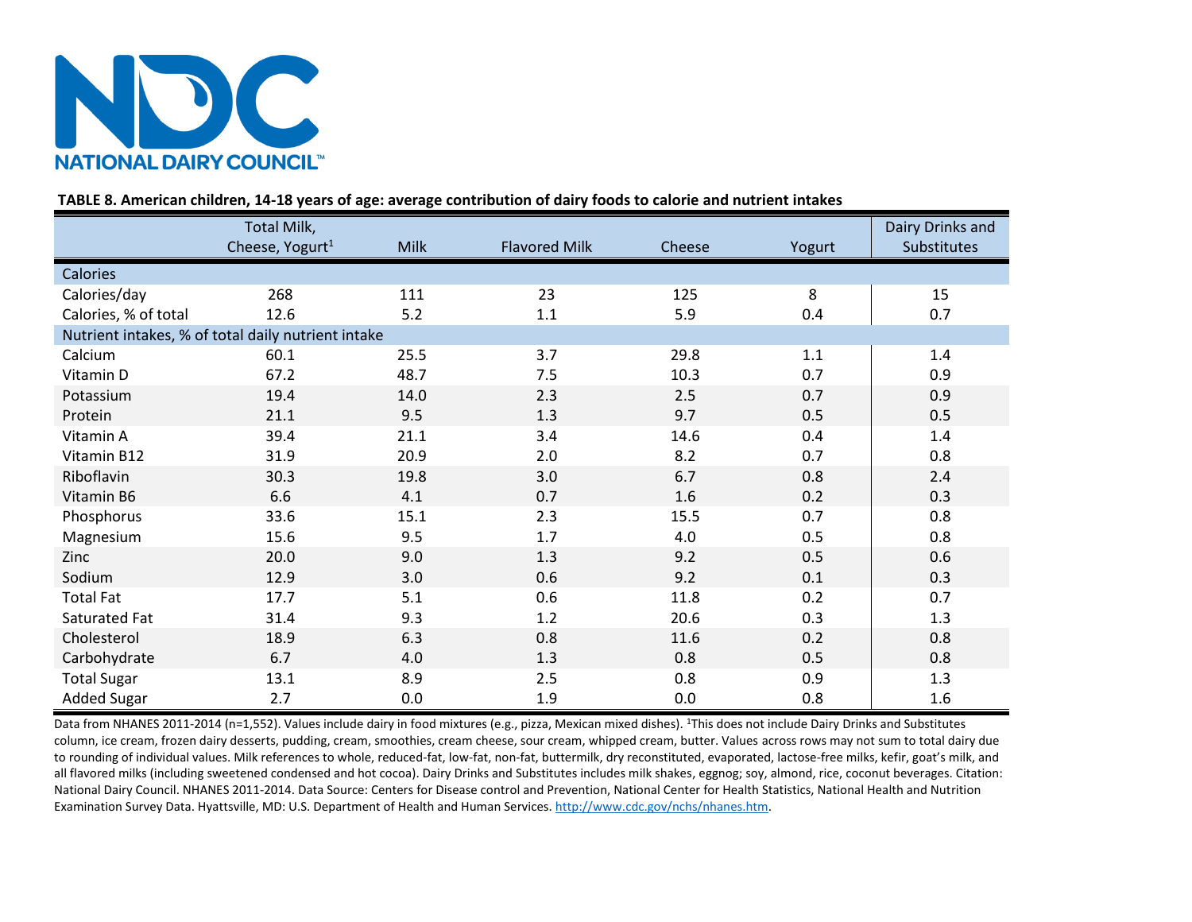**NATIONAL DAIRY COUNCIL™**

**TABLE 8. American children, 14-18 years of age: average contribution of dairy foods to calorie and nutrient intakes**

| | Total Milk, Cheese, Yogurt[1] | Milk | Flavored Milk | Cheese | Yogurt | Dairy Drinks and Substitutes |
|---|---|---|---|---|---|---|
| **Calories** | | | | | | |
| Calories/day | 268 | 111 | 23 | 125 | 8 | 15 |
| Calories, % of total | 12.6 | 5.2 | 1.1 | 5.9 | 0.4 | 0.7 |
| **Nutrient intakes, % of total daily nutrient intake** | | | | | | |
| Calcium | 60.1 | 25.5 | 3.7 | 29.8 | 1.1 | 1.4 |
| Vitamin D | 67.2 | 48.7 | 7.5 | 10.3 | 0.7 | 0.9 |
| Potassium | 19.4 | 14.0 | 2.3 | 2.5 | 0.7 | 0.9 |
| Protein | 21.1 | 9.5 | 1.3 | 9.7 | 0.5 | 0.5 |
| Vitamin A | 39.4 | 21.1 | 3.4 | 14.6 | 0.4 | 1.4 |
| Vitamin B12 | 31.9 | 20.9 | 2.0 | 8.2 | 0.7 | 0.8 |
| Riboflavin | 30.3 | 19.8 | 3.0 | 6.7 | 0.8 | 2.4 |
| Vitamin B6 | 6.6 | 4.1 | 0.7 | 1.6 | 0.2 | 0.3 |
| Phosphorus | 33.6 | 15.1 | 2.3 | 15.5 | 0.7 | 0.8 |
| Magnesium | 15.6 | 9.5 | 1.7 | 4.0 | 0.5 | 0.8 |
| Zinc | 20.0 | 9.0 | 1.3 | 9.2 | 0.5 | 0.6 |
| Sodium | 12.9 | 3.0 | 0.6 | 9.2 | 0.1 | 0.3 |
| Total Fat | 17.7 | 5.1 | 0.6 | 11.8 | 0.2 | 0.7 |
| Saturated Fat | 31.4 | 9.3 | 1.2 | 20.6 | 0.3 | 1.3 |
| Cholesterol | 18.9 | 6.3 | 0.8 | 11.6 | 0.2 | 0.8 |
| Carbohydrate | 6.7 | 4.0 | 1.3 | 0.8 | 0.5 | 0.8 |
| Total Sugar | 13.1 | 8.9 | 2.5 | 0.8 | 0.9 | 1.3 |
| Added Sugar | 2.7 | 0.0 | 1.9 | 0.0 | 0.8 | 1.6 |

Data from NHANES 2011-2014 (n=1,552). Values include dairy in food mixtures (e.g., pizza, Mexican mixed dishes). [1]This does not include Dairy Drinks and Substitutes column, ice cream, frozen dairy desserts, pudding, cream, smoothies, cream cheese, sour cream, whipped cream, butter. Values across rows may not sum to total dairy due to rounding of individual values. Milk references to whole, reduced-fat, low-fat, non-fat, buttermilk, dry reconstituted, evaporated, lactose-free milks, kefir, goat's milk, and all flavored milks (including sweetened condensed and hot cocoa). Dairy Drinks and Substitutes includes milk shakes, eggnog; soy, almond, rice, coconut beverages. Citation: National Dairy Council. NHANES 2011-2014. Data Source: Centers for Disease control and Prevention, National Center for Health Statistics, National Health and Nutrition Examination Survey Data. Hyattsville, MD: U.S. Department of Health and Human Services. http://www.cdc.gov/nchs/nhanes.htm.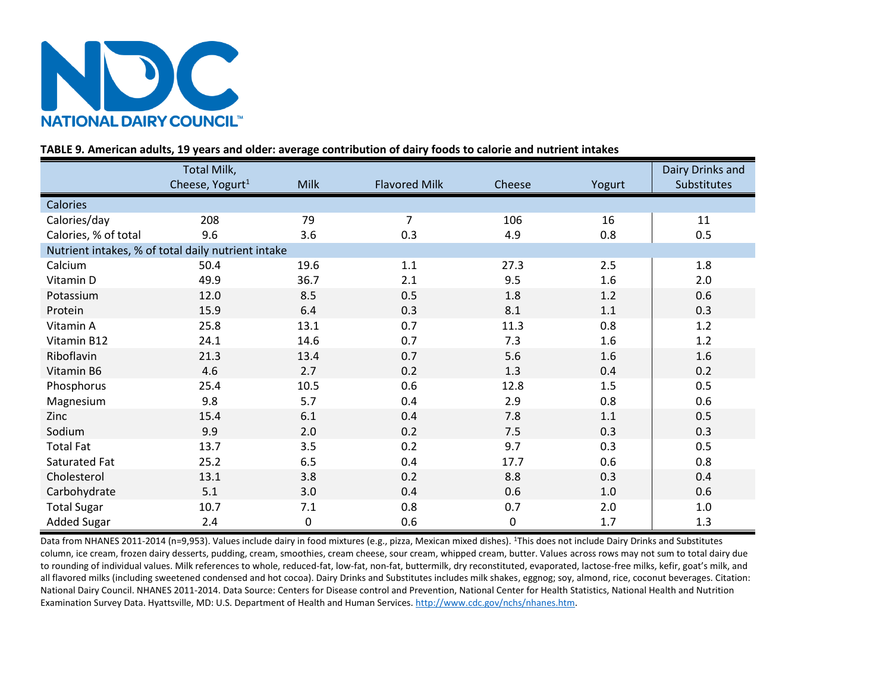NATIONAL DAIRY COUNCIL™

**TABLE 9. American adults, 19 years and older: average contribution of dairy foods to calorie and nutrient intakes**

| | Total Milk, Cheese, Yogurt[1] | Milk | Flavored Milk | Cheese | Yogurt | Dairy Drinks and Substitutes |
|---|---|---|---|---|---|---|
| **Calories** | | | | | | |
| Calories/day | 208 | 79 | 7 | 106 | 16 | 11 |
| Calories, % of total | 9.6 | 3.6 | 0.3 | 4.9 | 0.8 | 0.5 |
| **Nutrient intakes, % of total daily nutrient intake** | | | | | | |
| Calcium | 50.4 | 19.6 | 1.1 | 27.3 | 2.5 | 1.8 |
| Vitamin D | 49.9 | 36.7 | 2.1 | 9.5 | 1.6 | 2.0 |
| Potassium | 12.0 | 8.5 | 0.5 | 1.8 | 1.2 | 0.6 |
| Protein | 15.9 | 6.4 | 0.3 | 8.1 | 1.1 | 0.3 |
| Vitamin A | 25.8 | 13.1 | 0.7 | 11.3 | 0.8 | 1.2 |
| Vitamin B12 | 24.1 | 14.6 | 0.7 | 7.3 | 1.6 | 1.2 |
| Riboflavin | 21.3 | 13.4 | 0.7 | 5.6 | 1.6 | 1.6 |
| Vitamin B6 | 4.6 | 2.7 | 0.2 | 1.3 | 0.4 | 0.2 |
| Phosphorus | 25.4 | 10.5 | 0.6 | 12.8 | 1.5 | 0.5 |
| Magnesium | 9.8 | 5.7 | 0.4 | 2.9 | 0.8 | 0.6 |
| Zinc | 15.4 | 6.1 | 0.4 | 7.8 | 1.1 | 0.5 |
| Sodium | 9.9 | 2.0 | 0.2 | 7.5 | 0.3 | 0.3 |
| Total Fat | 13.7 | 3.5 | 0.2 | 9.7 | 0.3 | 0.5 |
| Saturated Fat | 25.2 | 6.5 | 0.4 | 17.7 | 0.6 | 0.8 |
| Cholesterol | 13.1 | 3.8 | 0.2 | 8.8 | 0.3 | 0.4 |
| Carbohydrate | 5.1 | 3.0 | 0.4 | 0.6 | 1.0 | 0.6 |
| Total Sugar | 10.7 | 7.1 | 0.8 | 0.7 | 2.0 | 1.0 |
| Added Sugar | 2.4 | 0 | 0.6 | 0 | 1.7 | 1.3 |

Data from NHANES 2011-2014 (n=9,953). Values include dairy in food mixtures (e.g., pizza, Mexican mixed dishes). [1]This does not include Dairy Drinks and Substitutes column, ice cream, frozen dairy desserts, pudding, cream, smoothies, cream cheese, sour cream, whipped cream, butter. Values across rows may not sum to total dairy due to rounding of individual values. Milk references to whole, reduced-fat, low-fat, non-fat, buttermilk, dry reconstituted, evaporated, lactose-free milks, kefir, goat's milk, and all flavored milks (including sweetened condensed and hot cocoa). Dairy Drinks and Substitutes includes milk shakes, eggnog; soy, almond, rice, coconut beverages. Citation: National Dairy Council. NHANES 2011-2014. Data Source: Centers for Disease control and Prevention, National Center for Health Statistics, National Health and Nutrition Examination Survey Data. Hyattsville, MD: U.S. Department of Health and Human Services. http://www.cdc.gov/nchs/nhanes.htm.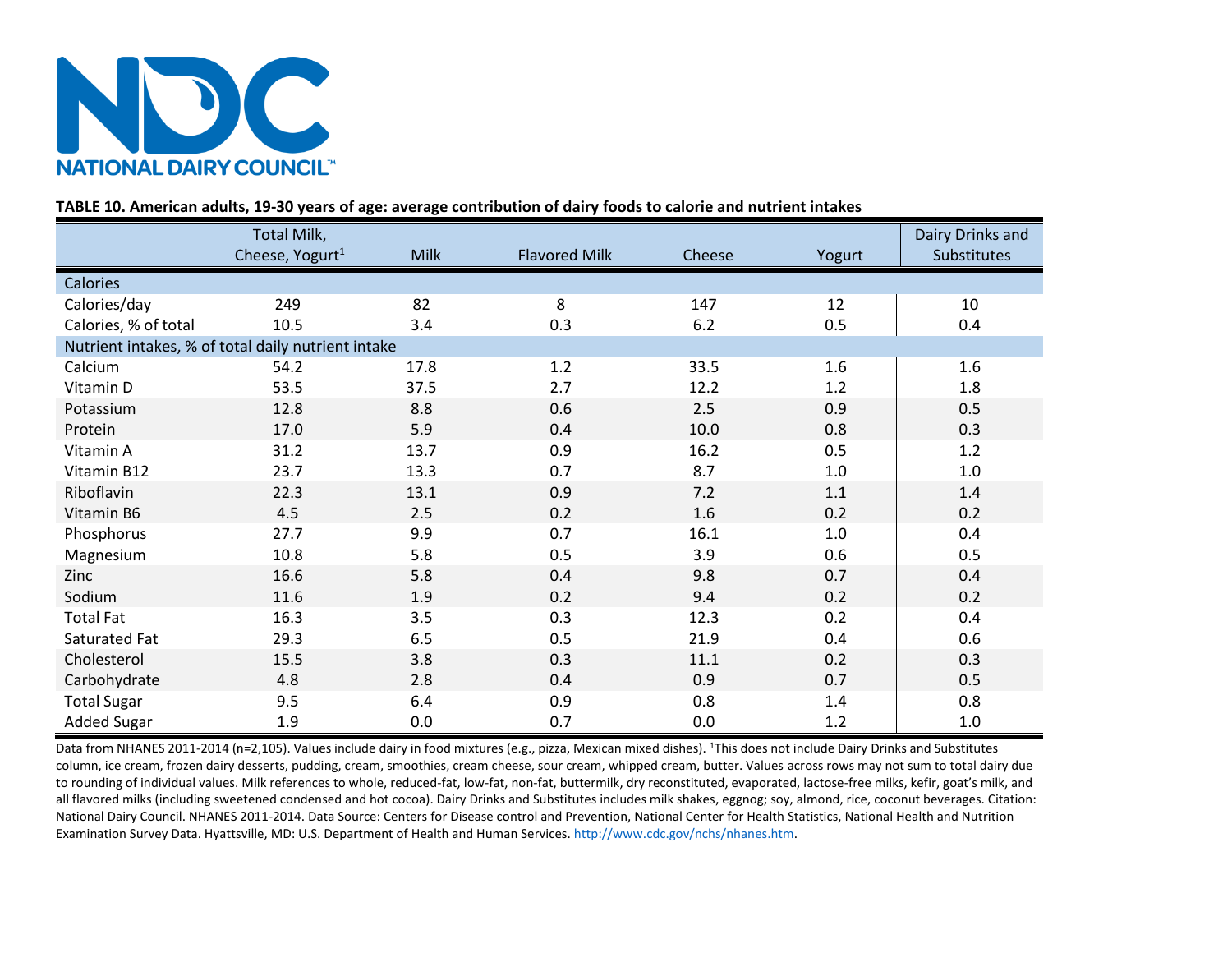NATIONAL DAIRY COUNCIL™

**TABLE 10. American adults, 19-30 years of age: average contribution of dairy foods to calorie and nutrient intakes**

| | Total Milk, Cheese, Yogurt[1] | Milk | Flavored Milk | Cheese | Yogurt | Dairy Drinks and Substitutes |
|---|---|---|---|---|---|---|
| **Calories** | | | | | | |
| Calories/day | 249 | 82 | 8 | 147 | 12 | 10 |
| Calories, % of total | 10.5 | 3.4 | 0.3 | 6.2 | 0.5 | 0.4 |
| **Nutrient intakes, % of total daily nutrient intake** | | | | | | |
| Calcium | 54.2 | 17.8 | 1.2 | 33.5 | 1.6 | 1.6 |
| Vitamin D | 53.5 | 37.5 | 2.7 | 12.2 | 1.2 | 1.8 |
| Potassium | 12.8 | 8.8 | 0.6 | 2.5 | 0.9 | 0.5 |
| Protein | 17.0 | 5.9 | 0.4 | 10.0 | 0.8 | 0.3 |
| Vitamin A | 31.2 | 13.7 | 0.9 | 16.2 | 0.5 | 1.2 |
| Vitamin B12 | 23.7 | 13.3 | 0.7 | 8.7 | 1.0 | 1.0 |
| Riboflavin | 22.3 | 13.1 | 0.9 | 7.2 | 1.1 | 1.4 |
| Vitamin B6 | 4.5 | 2.5 | 0.2 | 1.6 | 0.2 | 0.2 |
| Phosphorus | 27.7 | 9.9 | 0.7 | 16.1 | 1.0 | 0.4 |
| Magnesium | 10.8 | 5.8 | 0.5 | 3.9 | 0.6 | 0.5 |
| Zinc | 16.6 | 5.8 | 0.4 | 9.8 | 0.7 | 0.4 |
| Sodium | 11.6 | 1.9 | 0.2 | 9.4 | 0.2 | 0.2 |
| Total Fat | 16.3 | 3.5 | 0.3 | 12.3 | 0.2 | 0.4 |
| Saturated Fat | 29.3 | 6.5 | 0.5 | 21.9 | 0.4 | 0.6 |
| Cholesterol | 15.5 | 3.8 | 0.3 | 11.1 | 0.2 | 0.3 |
| Carbohydrate | 4.8 | 2.8 | 0.4 | 0.9 | 0.7 | 0.5 |
| Total Sugar | 9.5 | 6.4 | 0.9 | 0.8 | 1.4 | 0.8 |
| Added Sugar | 1.9 | 0.0 | 0.7 | 0.0 | 1.2 | 1.0 |

Data from NHANES 2011-2014 (n=2,105). Values include dairy in food mixtures (e.g., pizza, Mexican mixed dishes). [1]This does not include Dairy Drinks and Substitutes column, ice cream, frozen dairy desserts, pudding, cream, smoothies, cream cheese, sour cream, whipped cream, butter. Values across rows may not sum to total dairy due to rounding of individual values. Milk references to whole, reduced-fat, low-fat, non-fat, buttermilk, dry reconstituted, evaporated, lactose-free milks, kefir, goat's milk, and all flavored milks (including sweetened condensed and hot cocoa). Dairy Drinks and Substitutes includes milk shakes, eggnog; soy, almond, rice, coconut beverages. Citation: National Dairy Council. NHANES 2011-2014. Data Source: Centers for Disease control and Prevention, National Center for Health Statistics, National Health and Nutrition Examination Survey Data. Hyattsville, MD: U.S. Department of Health and Human Services. http://www.cdc.gov/nchs/nhanes.htm.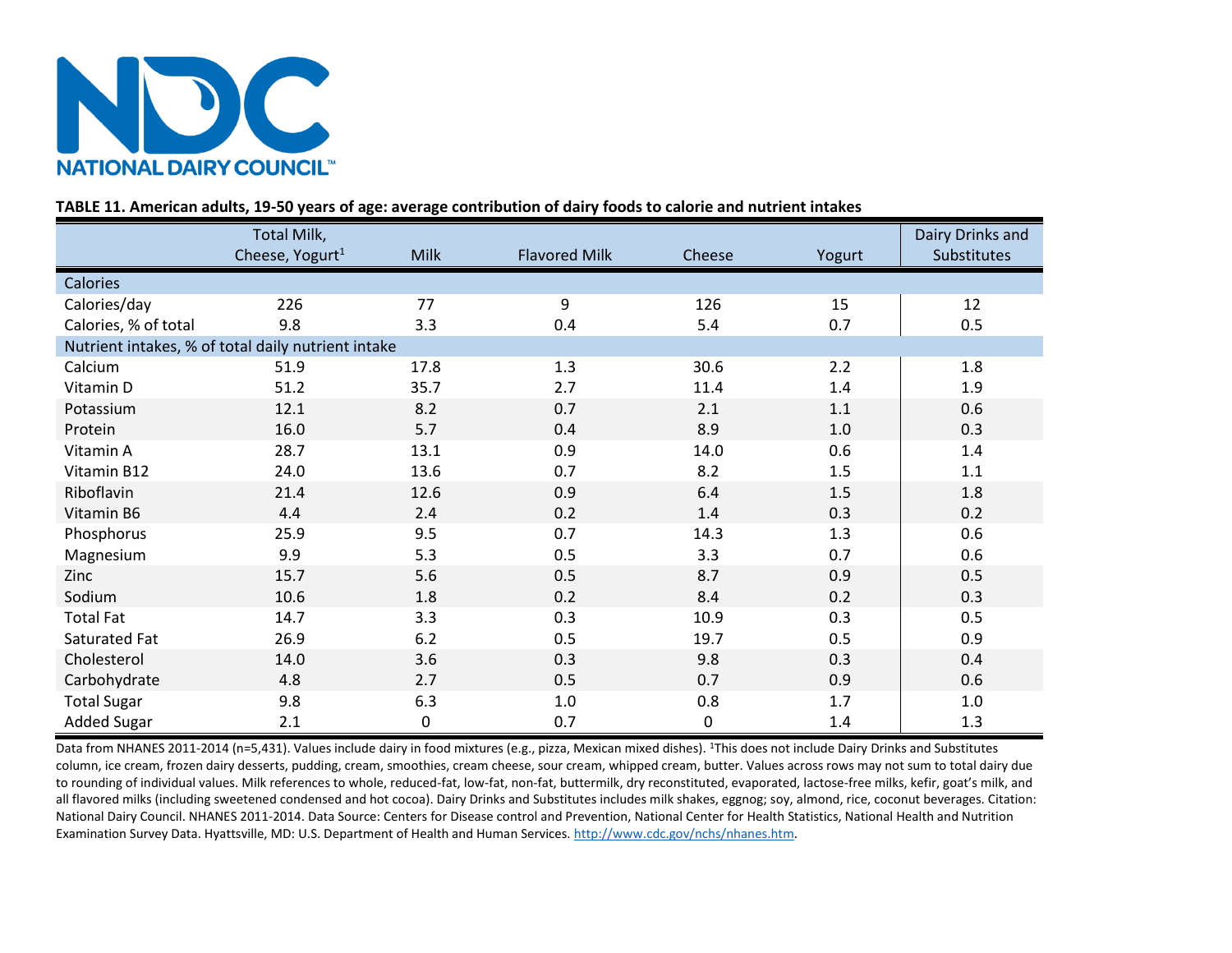NATIONAL DAIRY COUNCIL™

**TABLE 11. American adults, 19-50 years of age: average contribution of dairy foods to calorie and nutrient intakes**

| | Total Milk, Cheese, Yogurt[1] | Milk | Flavored Milk | Cheese | Yogurt | Dairy Drinks and Substitutes |
|---|---|---|---|---|---|---|
| **Calories** | | | | | | |
| Calories/day | 226 | 77 | 9 | 126 | 15 | 12 |
| Calories, % of total | 9.8 | 3.3 | 0.4 | 5.4 | 0.7 | 0.5 |
| **Nutrient intakes, % of total daily nutrient intake** | | | | | | |
| Calcium | 51.9 | 17.8 | 1.3 | 30.6 | 2.2 | 1.8 |
| Vitamin D | 51.2 | 35.7 | 2.7 | 11.4 | 1.4 | 1.9 |
| Potassium | 12.1 | 8.2 | 0.7 | 2.1 | 1.1 | 0.6 |
| Protein | 16.0 | 5.7 | 0.4 | 8.9 | 1.0 | 0.3 |
| Vitamin A | 28.7 | 13.1 | 0.9 | 14.0 | 0.6 | 1.4 |
| Vitamin B12 | 24.0 | 13.6 | 0.7 | 8.2 | 1.5 | 1.1 |
| Riboflavin | 21.4 | 12.6 | 0.9 | 6.4 | 1.5 | 1.8 |
| Vitamin B6 | 4.4 | 2.4 | 0.2 | 1.4 | 0.3 | 0.2 |
| Phosphorus | 25.9 | 9.5 | 0.7 | 14.3 | 1.3 | 0.6 |
| Magnesium | 9.9 | 5.3 | 0.5 | 3.3 | 0.7 | 0.6 |
| Zinc | 15.7 | 5.6 | 0.5 | 8.7 | 0.9 | 0.5 |
| Sodium | 10.6 | 1.8 | 0.2 | 8.4 | 0.2 | 0.3 |
| Total Fat | 14.7 | 3.3 | 0.3 | 10.9 | 0.3 | 0.5 |
| Saturated Fat | 26.9 | 6.2 | 0.5 | 19.7 | 0.5 | 0.9 |
| Cholesterol | 14.0 | 3.6 | 0.3 | 9.8 | 0.3 | 0.4 |
| Carbohydrate | 4.8 | 2.7 | 0.5 | 0.7 | 0.9 | 0.6 |
| Total Sugar | 9.8 | 6.3 | 1.0 | 0.8 | 1.7 | 1.0 |
| Added Sugar | 2.1 | 0 | 0.7 | 0 | 1.4 | 1.3 |

Data from NHANES 2011-2014 (n=5,431). Values include dairy in food mixtures (e.g., pizza, Mexican mixed dishes). [1]This does not include Dairy Drinks and Substitutes column, ice cream, frozen dairy desserts, pudding, cream, smoothies, cream cheese, sour cream, whipped cream, butter. Values across rows may not sum to total dairy due to rounding of individual values. Milk references to whole, reduced-fat, low-fat, non-fat, buttermilk, dry reconstituted, evaporated, lactose-free milks, kefir, goat's milk, and all flavored milks (including sweetened condensed and hot cocoa). Dairy Drinks and Substitutes includes milk shakes, eggnog; soy, almond, rice, coconut beverages. Citation: National Dairy Council. NHANES 2011-2014. Data Source: Centers for Disease control and Prevention, National Center for Health Statistics, National Health and Nutrition Examination Survey Data. Hyattsville, MD: U.S. Department of Health and Human Services. http://www.cdc.gov/nchs/nhanes.htm.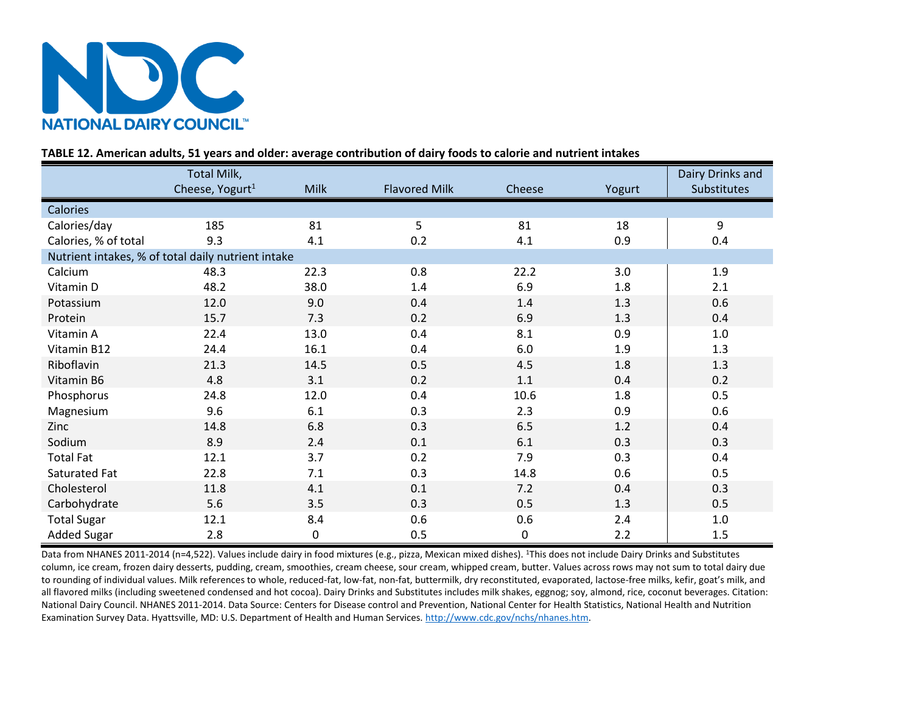NATIONAL DAIRY COUNCIL™

**TABLE 12. American adults, 51 years and older: average contribution of dairy foods to calorie and nutrient intakes**

| | Total Milk, Cheese, Yogurt[1] | Milk | Flavored Milk | Cheese | Yogurt | Dairy Drinks and Substitutes |
|---|---|---|---|---|---|---|
| Calories | | | | | | |
| Calories/day | 185 | 81 | 5 | 81 | 18 | 9 |
| Calories, % of total | 9.3 | 4.1 | 0.2 | 4.1 | 0.9 | 0.4 |
| Nutrient intakes, % of total daily nutrient intake | | | | | | |
| Calcium | 48.3 | 22.3 | 0.8 | 22.2 | 3.0 | 1.9 |
| Vitamin D | 48.2 | 38.0 | 1.4 | 6.9 | 1.8 | 2.1 |
| Potassium | 12.0 | 9.0 | 0.4 | 1.4 | 1.3 | 0.6 |
| Protein | 15.7 | 7.3 | 0.2 | 6.9 | 1.3 | 0.4 |
| Vitamin A | 22.4 | 13.0 | 0.4 | 8.1 | 0.9 | 1.0 |
| Vitamin B12 | 24.4 | 16.1 | 0.4 | 6.0 | 1.9 | 1.3 |
| Riboflavin | 21.3 | 14.5 | 0.5 | 4.5 | 1.8 | 1.3 |
| Vitamin B6 | 4.8 | 3.1 | 0.2 | 1.1 | 0.4 | 0.2 |
| Phosphorus | 24.8 | 12.0 | 0.4 | 10.6 | 1.8 | 0.5 |
| Magnesium | 9.6 | 6.1 | 0.3 | 2.3 | 0.9 | 0.6 |
| Zinc | 14.8 | 6.8 | 0.3 | 6.5 | 1.2 | 0.4 |
| Sodium | 8.9 | 2.4 | 0.1 | 6.1 | 0.3 | 0.3 |
| Total Fat | 12.1 | 3.7 | 0.2 | 7.9 | 0.3 | 0.4 |
| Saturated Fat | 22.8 | 7.1 | 0.3 | 14.8 | 0.6 | 0.5 |
| Cholesterol | 11.8 | 4.1 | 0.1 | 7.2 | 0.4 | 0.3 |
| Carbohydrate | 5.6 | 3.5 | 0.3 | 0.5 | 1.3 | 0.5 |
| Total Sugar | 12.1 | 8.4 | 0.6 | 0.6 | 2.4 | 1.0 |
| Added Sugar | 2.8 | 0 | 0.5 | 0 | 2.2 | 1.5 |

Data from NHANES 2011-2014 (n=4,522). Values include dairy in food mixtures (e.g., pizza, Mexican mixed dishes). [1]This does not include Dairy Drinks and Substitutes column, ice cream, frozen dairy desserts, pudding, cream, smoothies, cream cheese, sour cream, whipped cream, butter. Values across rows may not sum to total dairy due to rounding of individual values. Milk references to whole, reduced-fat, low-fat, non-fat, buttermilk, dry reconstituted, evaporated, lactose-free milks, kefir, goat's milk, and all flavored milks (including sweetened condensed and hot cocoa). Dairy Drinks and Substitutes includes milk shakes, eggnog; soy, almond, rice, coconut beverages. Citation: National Dairy Council. NHANES 2011-2014. Data Source: Centers for Disease control and Prevention, National Center for Health Statistics, National Health and Nutrition Examination Survey Data. Hyattsville, MD: U.S. Department of Health and Human Services. http://www.cdc.gov/nchs/nhanes.htm.